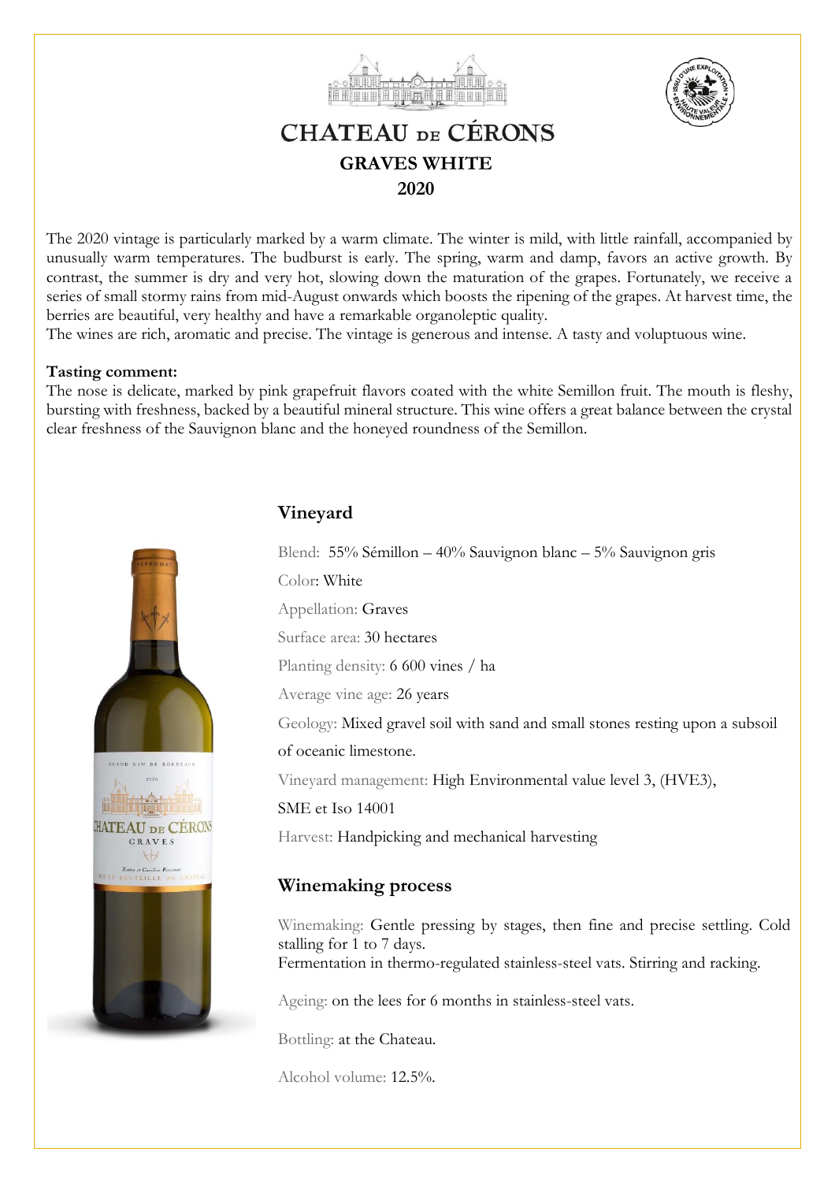# CHATEAU DE CÉRONS

## GRAVES WHITE

## 2020

The 2020 vintage is particularly marked by a warm climate. The winter is mild, with little rainfall, accompanied by unusually warm temperatures. The budburst is early. The spring, warm and damp, favors an active growth. By contrast, the summer is dry and very hot, slowing down the maturation of the grapes. Fortunately, we receive a series of small stormy rains from mid-August onwards which boosts the ripening of the grapes. At harvest time, the berries are beautiful, very healthy and have a remarkable organoleptic quality.
The wines are rich, aromatic and precise. The vintage is generous and intense. A tasty and voluptuous wine.

**Tasting comment:**
The nose is delicate, marked by pink grapefruit flavors coated with the white Semillon fruit. The mouth is fleshy, bursting with freshness, backed by a beautiful mineral structure. This wine offers a great balance between the crystal clear freshness of the Sauvignon blanc and the honeyed roundness of the Semillon.

## Vineyard

Blend: 55% Sémillon – 40% Sauvignon blanc – 5% Sauvignon gris

Color: White

Appellation: Graves

Surface area: 30 hectares

Planting density: 6 600 vines / ha

Average vine age: 26 years

Geology: Mixed gravel soil with sand and small stones resting upon a subsoil of oceanic limestone.

Vineyard management: High Environmental value level 3, (HVE3), SME et Iso 14001

Harvest: Handpicking and mechanical harvesting

## Winemaking process

Winemaking: Gentle pressing by stages, then fine and precise settling. Cold stalling for 1 to 7 days.
Fermentation in thermo-regulated stainless-steel vats. Stirring and racking.

Ageing: on the lees for 6 months in stainless-steel vats.

Bottling: at the Chateau.

Alcohol volume: 12.5%.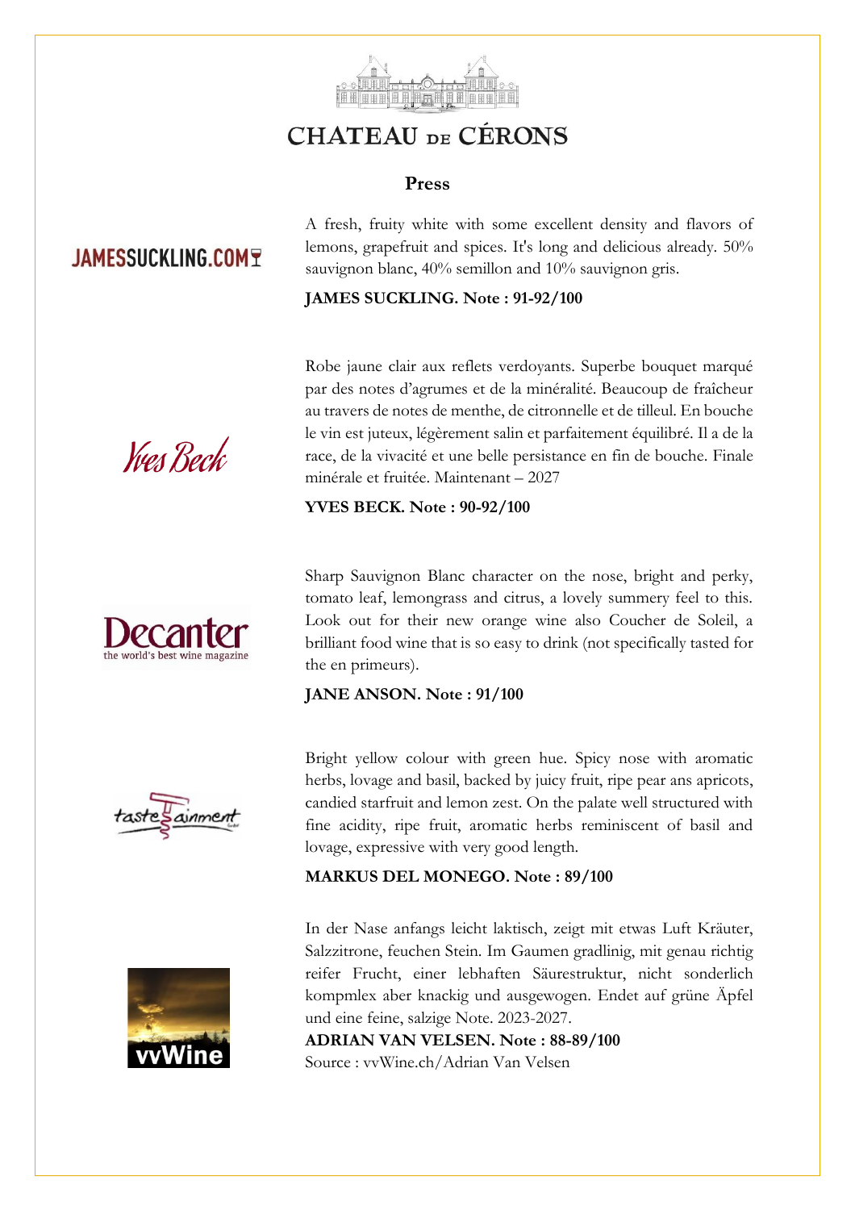# CHATEAU DE CÉRONS

## Press

JAMESSUCKLING.COM

A fresh, fruity white with some excellent density and flavors of lemons, grapefruit and spices. It's long and delicious already. 50% sauvignon blanc, 40% semillon and 10% sauvignon gris.

**JAMES SUCKLING. Note : 91-92/100**

Yves Beck

Robe jaune clair aux reflets verdoyants. Superbe bouquet marqué par des notes d'agrumes et de la minéralité. Beaucoup de fraîcheur au travers de notes de menthe, de citronnelle et de tilleul. En bouche le vin est juteux, légèrement salin et parfaitement équilibré. Il a de la race, de la vivacité et une belle persistance en fin de bouche. Finale minérale et fruitée. Maintenant – 2027

**YVES BECK. Note : 90-92/100**

Decanter
the world's best wine magazine

Sharp Sauvignon Blanc character on the nose, bright and perky, tomato leaf, lemongrass and citrus, a lovely summery feel to this. Look out for their new orange wine also Coucher de Soleil, a brilliant food wine that is so easy to drink (not specifically tasted for the en primeurs).

**JANE ANSON. Note : 91/100**

tastesainment

Bright yellow colour with green hue. Spicy nose with aromatic herbs, lovage and basil, backed by juicy fruit, ripe pear ans apricots, candied starfruit and lemon zest. On the palate well structured with fine acidity, ripe fruit, aromatic herbs reminiscent of basil and lovage, expressive with very good length.

**MARKUS DEL MONEGO. Note : 89/100**

vvWine

In der Nase anfangs leicht laktisch, zeigt mit etwas Luft Kräuter, Salzzitrone, feuchen Stein. Im Gaumen gradlinig, mit genau richtig reifer Frucht, einer lebhaften Säurestruktur, nicht sonderlich kompmlex aber knackig und ausgewogen. Endet auf grüne Äpfel und eine feine, salzige Note. 2023-2027.

**ADRIAN VAN VELSEN. Note : 88-89/100**

Source : vvWine.ch/Adrian Van Velsen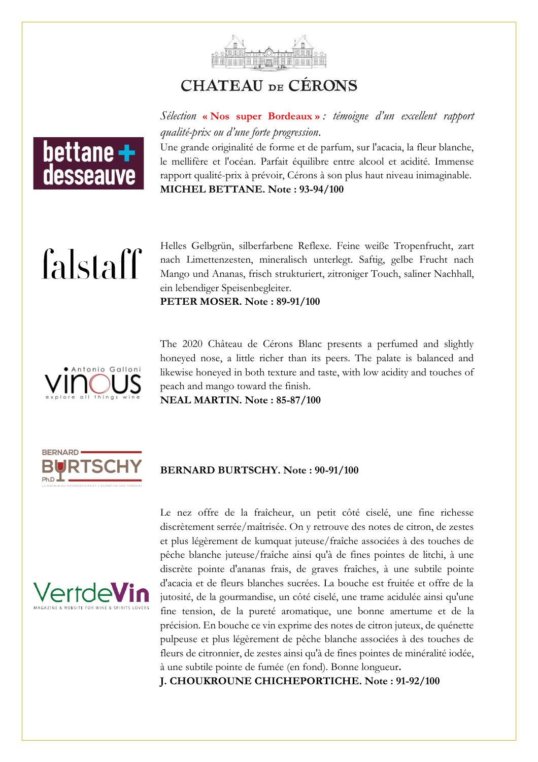# CHATEAU DE CÉRONS

bettane + desseauve

*Sélection* **« Nos super Bordeaux »** *: témoigne d'un excellent rapport qualité-prix ou d'une forte progression.*

Une grande originalité de forme et de parfum, sur l'acacia, la fleur blanche, le mellifère et l'océan. Parfait équilibre entre alcool et acidité. Immense rapport qualité-prix à prévoir, Cérons à son plus haut niveau inimaginable.

**MICHEL BETTANE. Note : 93-94/100**

falstaff

Helles Gelbgrün, silberfarbene Reflexe. Feine weiße Tropenfrucht, zart nach Limettenzesten, mineralisch unterlegt. Saftig, gelbe Frucht nach Mango und Ananas, frisch strukturiert, zitroniger Touch, saliner Nachhall, ein lebendiger Speisenbegleiter.

**PETER MOSER. Note : 89-91/100**

Antonio Galloni VINOUS explore all things wine

The 2020 Château de Cérons Blanc presents a perfumed and slightly honeyed nose, a little richer than its peers. The palate is balanced and likewise honeyed in both texture and taste, with low acidity and touches of peach and mango toward the finish.

**NEAL MARTIN. Note : 85-87/100**

BERNARD BURTSCHY Ph.D

**BERNARD BURTSCHY. Note : 90-91/100**

VertdeVin MAGAZINE & WEBSITE FOR WINE & SPIRITS LOVERS

Le nez offre de la fraîcheur, un petit côté ciselé, une fine richesse discrètement serrée/maîtrisée. On y retrouve des notes de citron, de zestes et plus légèrement de kumquat juteuse/fraîche associées à des touches de pêche blanche juteuse/fraîche ainsi qu'à de fines pointes de litchi, à une discrète pointe d'ananas frais, de graves fraîches, à une subtile pointe d'acacia et de fleurs blanches sucrées. La bouche est fruitée et offre de la jutosité, de la gourmandise, un côté ciselé, une trame acidulée ainsi qu'une fine tension, de la pureté aromatique, une bonne amertume et de la précision. En bouche ce vin exprime des notes de citron juteux, de quénette pulpeuse et plus légèrement de pêche blanche associées à des touches de fleurs de citronnier, de zestes ainsi qu'à de fines pointes de minéralité iodée, à une subtile pointe de fumée (en fond). Bonne longueur.

**J. CHOUKROUNE CHICHEPORTICHE. Note : 91-92/100**